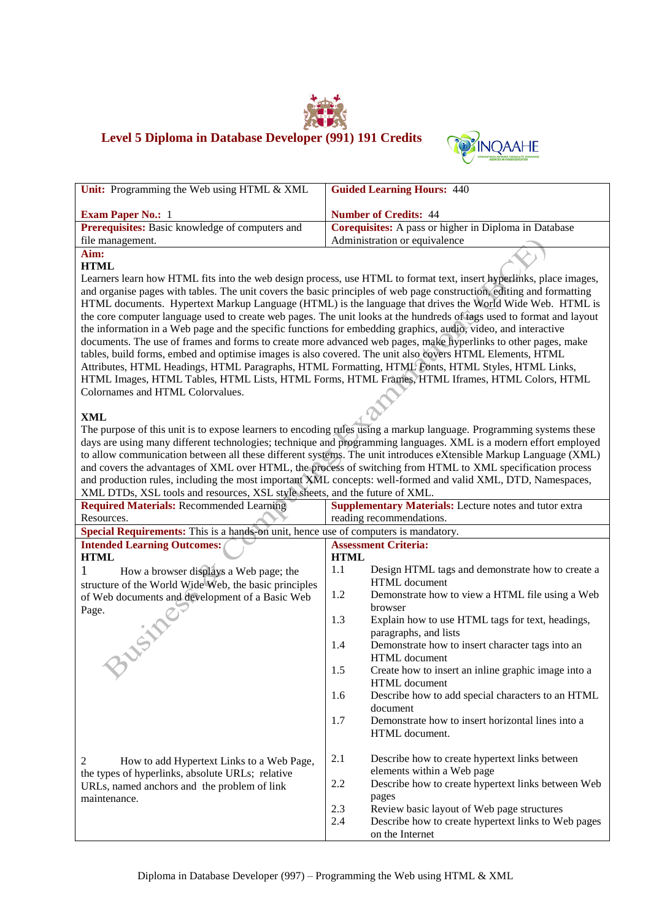# Level 5 Diploma in Database Developer (991) 191 Credits

| **Unit:** Programming the Web using HTML & XML<br><br>**Exam Paper No.:** 1 | **Guided Learning Hours:** 440<br><br>**Number of Credits:** 44 |
|---|---|
| **Prerequisites:** Basic knowledge of computers and file management. | **Corequisites:** A pass or higher in Diploma in Database Administration or equivalence |

**Aim:**

**HTML**

Learners learn how HTML fits into the web design process, use HTML to format text, insert hyperlinks, place images, and organise pages with tables. The unit covers the basic principles of web page construction, editing and formatting HTML documents. Hypertext Markup Language (HTML) is the language that drives the World Wide Web. HTML is the core computer language used to create web pages. The unit looks at the hundreds of tags used to format and layout the information in a Web page and the specific functions for embedding graphics, audio, video, and interactive documents. The use of frames and forms to create more advanced web pages, make hyperlinks to other pages, make tables, build forms, embed and optimise images is also covered. The unit also covers HTML Elements, HTML Attributes, HTML Headings, HTML Paragraphs, HTML Formatting, HTML Fonts, HTML Styles, HTML Links, HTML Images, HTML Tables, HTML Lists, HTML Forms, HTML Frames, HTML Iframes, HTML Colors, HTML Colornames and HTML Colorvalues.

**XML**

The purpose of this unit is to expose learners to encoding rules using a markup language. Programming systems these days are using many different technologies; technique and programming languages. XML is a modern effort employed to allow communication between all these different systems. The unit introduces eXtensible Markup Language (XML) and covers the advantages of XML over HTML, the process of switching from HTML to XML specification process and production rules, including the most important XML concepts: well-formed and valid XML, DTD, Namespaces, XML DTDs, XSL tools and resources, XSL style sheets, and the future of XML.

| **Required Materials:** Recommended Learning Resources. | **Supplementary Materials:** Lecture notes and tutor extra reading recommendations. |
|---|---|

**Special Requirements:** This is a hands-on unit, hence use of computers is mandatory.

| **Intended Learning Outcomes:** | **Assessment Criteria:** |
|---|---|
| **HTML** | **HTML** |
| 1 How a browser displays a Web page; the structure of the World Wide Web, the basic principles of Web documents and development of a Basic Web Page. | 1.1 Design HTML tags and demonstrate how to create a HTML document<br>1.2 Demonstrate how to view a HTML file using a Web browser<br>1.3 Explain how to use HTML tags for text, headings, paragraphs, and lists<br>1.4 Demonstrate how to insert character tags into an HTML document<br>1.5 Create how to insert an inline graphic image into a HTML document<br>1.6 Describe how to add special characters to an HTML document<br>1.7 Demonstrate how to insert horizontal lines into a HTML document. |
| 2 How to add Hypertext Links to a Web Page, the types of hyperlinks, absolute URLs; relative URLs, named anchors and the problem of link maintenance. | 2.1 Describe how to create hypertext links between elements within a Web page<br>2.2 Describe how to create hypertext links between Web pages<br>2.3 Review basic layout of Web page structures<br>2.4 Describe how to create hypertext links to Web pages on the Internet |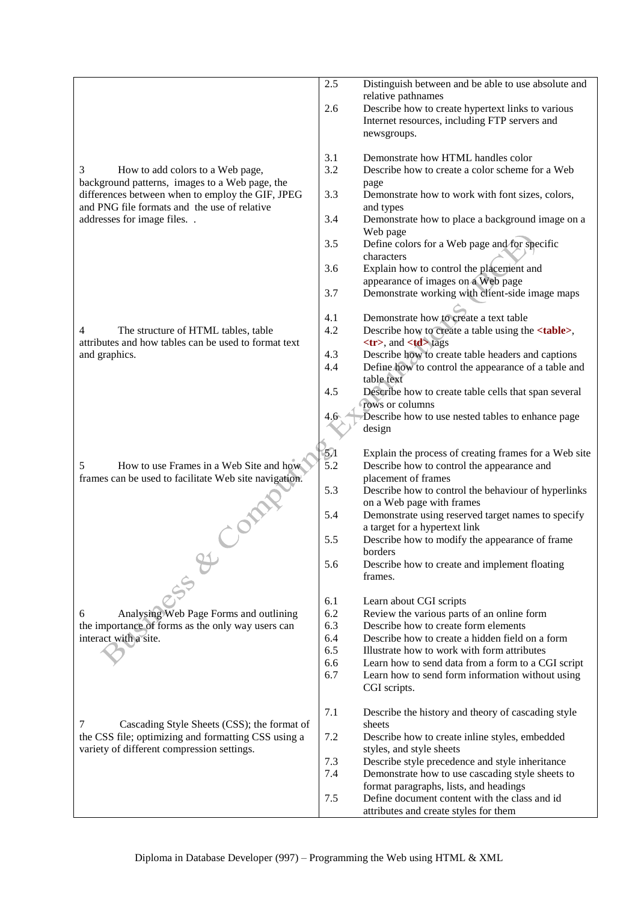| | | |
|---|---|---|
| | 2.5 | Distinguish between and be able to use absolute and relative pathnames |
| | 2.6 | Describe how to create hypertext links to various Internet resources, including FTP servers and newsgroups. |
| 3 How to add colors to a Web page, background patterns, images to a Web page, the differences between when to employ the GIF, JPEG and PNG file formats and the use of relative addresses for image files. . | 3.1 | Demonstrate how HTML handles color |
| | 3.2 | Describe how to create a color scheme for a Web page |
| | 3.3 | Demonstrate how to work with font sizes, colors, and types |
| | 3.4 | Demonstrate how to place a background image on a Web page |
| | 3.5 | Define colors for a Web page and for specific characters |
| | 3.6 | Explain how to control the placement and appearance of images on a Web page |
| | 3.7 | Demonstrate working with client-side image maps |
| 4 The structure of HTML tables, table attributes and how tables can be used to format text and graphics. | 4.1 | Demonstrate how to create a text table |
| | 4.2 | Describe how to create a table using the **<table>**, **<tr>**, and **<td>** tags |
| | 4.3 | Describe how to create table headers and captions |
| | 4.4 | Define how to control the appearance of a table and table text |
| | 4.5 | Describe how to create table cells that span several rows or columns |
| | 4.6 | Describe how to use nested tables to enhance page design |
| 5 How to use Frames in a Web Site and how frames can be used to facilitate Web site navigation. | 5.1 | Explain the process of creating frames for a Web site |
| | 5.2 | Describe how to control the appearance and placement of frames |
| | 5.3 | Describe how to control the behaviour of hyperlinks on a Web page with frames |
| | 5.4 | Demonstrate using reserved target names to specify a target for a hypertext link |
| | 5.5 | Describe how to modify the appearance of frame borders |
| | 5.6 | Describe how to create and implement floating frames. |
| 6 Analysing Web Page Forms and outlining the importance of forms as the only way users can interact with a site. | 6.1 | Learn about CGI scripts |
| | 6.2 | Review the various parts of an online form |
| | 6.3 | Describe how to create form elements |
| | 6.4 | Describe how to create a hidden field on a form |
| | 6.5 | Illustrate how to work with form attributes |
| | 6.6 | Learn how to send data from a form to a CGI script |
| | 6.7 | Learn how to send form information without using CGI scripts. |
| 7 Cascading Style Sheets (CSS); the format of the CSS file; optimizing and formatting CSS using a variety of different compression settings. | 7.1 | Describe the history and theory of cascading style sheets |
| | 7.2 | Describe how to create inline styles, embedded styles, and style sheets |
| | 7.3 | Describe style precedence and style inheritance |
| | 7.4 | Demonstrate how to use cascading style sheets to format paragraphs, lists, and headings |
| | 7.5 | Define document content with the class and id attributes and create styles for them |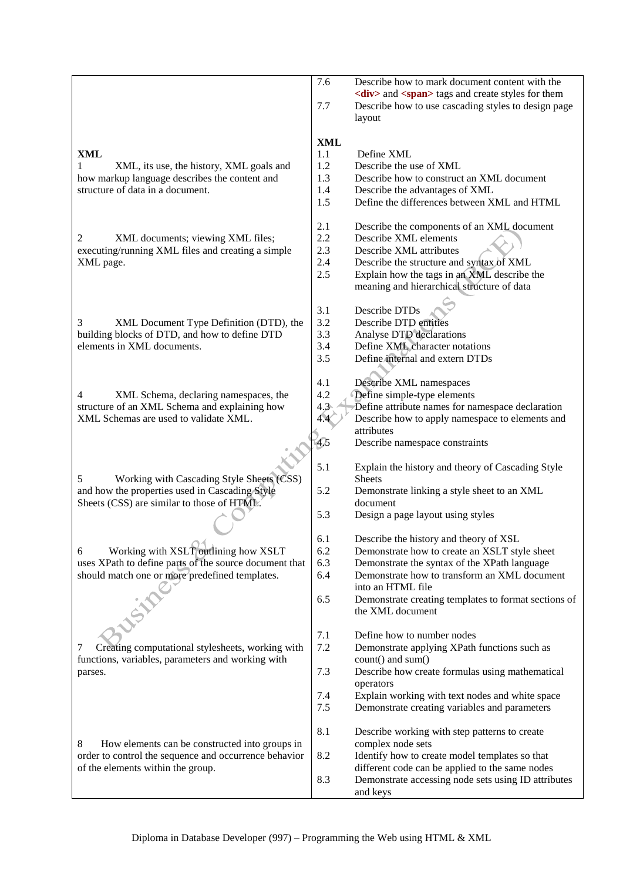| | | |
|---|---|---|
| | 7.6 | Describe how to mark document content with the **<div>** and **<span>** tags and create styles for them |
| | 7.7 | Describe how to use cascading styles to design page layout |
| **XML** | **XML** | |
| 1 XML, its use, the history, XML goals and how markup language describes the content and structure of data in a document. | 1.1 | Define XML |
| | 1.2 | Describe the use of XML |
| | 1.3 | Describe how to construct an XML document |
| | 1.4 | Describe the advantages of XML |
| | 1.5 | Define the differences between XML and HTML |
| 2 XML documents; viewing XML files; executing/running XML files and creating a simple XML page. | 2.1 | Describe the components of an XML document |
| | 2.2 | Describe XML elements |
| | 2.3 | Describe XML attributes |
| | 2.4 | Describe the structure and syntax of XML |
| | 2.5 | Explain how the tags in an XML describe the meaning and hierarchical structure of data |
| 3 XML Document Type Definition (DTD), the building blocks of DTD, and how to define DTD elements in XML documents. | 3.1 | Describe DTDs |
| | 3.2 | Describe DTD entities |
| | 3.3 | Analyse DTD declarations |
| | 3.4 | Define XML character notations |
| | 3.5 | Define internal and extern DTDs |
| 4 XML Schema, declaring namespaces, the structure of an XML Schema and explaining how XML Schemas are used to validate XML. | 4.1 | Describe XML namespaces |
| | 4.2 | Define simple-type elements |
| | 4.3 | Define attribute names for namespace declaration |
| | 4.4 | Describe how to apply namespace to elements and attributes |
| | 4.5 | Describe namespace constraints |
| 5 Working with Cascading Style Sheets (CSS) and how the properties used in Cascading Style Sheets (CSS) are similar to those of HTML. | 5.1 | Explain the history and theory of Cascading Style Sheets |
| | 5.2 | Demonstrate linking a style sheet to an XML document |
| | 5.3 | Design a page layout using styles |
| 6 Working with XSLT outlining how XSLT uses XPath to define parts of the source document that should match one or more predefined templates. | 6.1 | Describe the history and theory of XSL |
| | 6.2 | Demonstrate how to create an XSLT style sheet |
| | 6.3 | Demonstrate the syntax of the XPath language |
| | 6.4 | Demonstrate how to transform an XML document into an HTML file |
| | 6.5 | Demonstrate creating templates to format sections of the XML document |
| 7 Creating computational stylesheets, working with functions, variables, parameters and working with parses. | 7.1 | Define how to number nodes |
| | 7.2 | Demonstrate applying XPath functions such as count() and sum() |
| | 7.3 | Describe how create formulas using mathematical operators |
| | 7.4 | Explain working with text nodes and white space |
| | 7.5 | Demonstrate creating variables and parameters |
| 8 How elements can be constructed into groups in order to control the sequence and occurrence behavior of the elements within the group. | 8.1 | Describe working with step patterns to create complex node sets |
| | 8.2 | Identify how to create model templates so that different code can be applied to the same nodes |
| | 8.3 | Demonstrate accessing node sets using ID attributes and keys |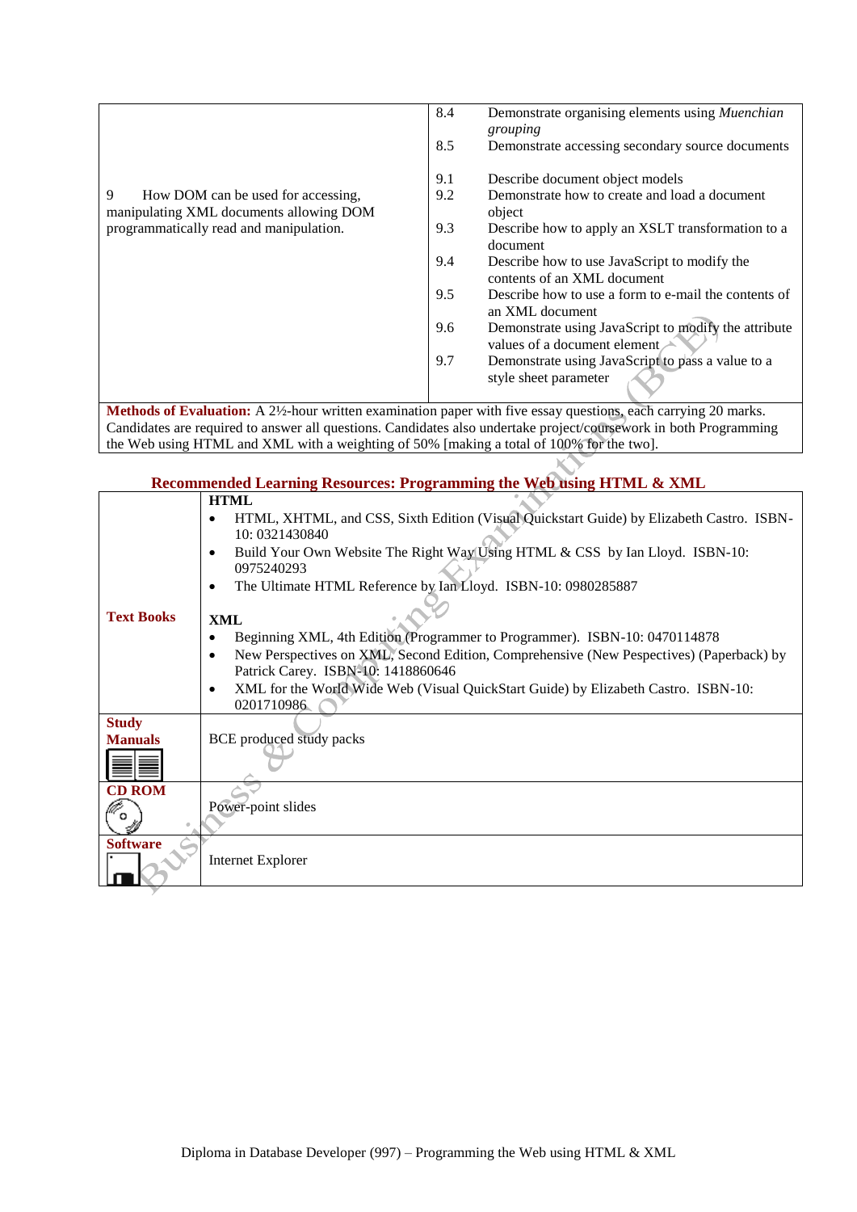| | | |
|---|---|---|
| | 8.4 | Demonstrate organising elements using *Muenchian grouping* |
| | 8.5 | Demonstrate accessing secondary source documents |
| 9 How DOM can be used for accessing, manipulating XML documents allowing DOM programmatically read and manipulation. | 9.1 | Describe document object models |
| | 9.2 | Demonstrate how to create and load a document object |
| | 9.3 | Describe how to apply an XSLT transformation to a document |
| | 9.4 | Describe how to use JavaScript to modify the contents of an XML document |
| | 9.5 | Describe how to use a form to e-mail the contents of an XML document |
| | 9.6 | Demonstrate using JavaScript to modify the attribute values of a document element |
| | 9.7 | Demonstrate using JavaScript to pass a value to a style sheet parameter |

**Methods of Evaluation:** A 2½-hour written examination paper with five essay questions, each carrying 20 marks. Candidates are required to answer all questions. Candidates also undertake project/coursework in both Programming the Web using HTML and XML with a weighting of 50% [making a total of 100% for the two].

## Recommended Learning Resources: Programming the Web using HTML & XML

| | |
|---|---|
| **Text Books** | **HTML**<br>• HTML, XHTML, and CSS, Sixth Edition (Visual Quickstart Guide) by Elizabeth Castro. ISBN-10: 0321430840<br>• Build Your Own Website The Right Way Using HTML & CSS by Ian Lloyd. ISBN-10: 0975240293<br>• The Ultimate HTML Reference by Ian Lloyd. ISBN-10: 0980285887<br><br>**XML**<br>• Beginning XML, 4th Edition (Programmer to Programmer). ISBN-10: 0470114878<br>• New Perspectives on XML, Second Edition, Comprehensive (New Pespectives) (Paperback) by Patrick Carey. ISBN-10: 1418860646<br>• XML for the World Wide Web (Visual QuickStart Guide) by Elizabeth Castro. ISBN-10: 0201710986 |
| **Study Manuals** | BCE produced study packs |
| **CD ROM** | Power-point slides |
| **Software** | Internet Explorer |